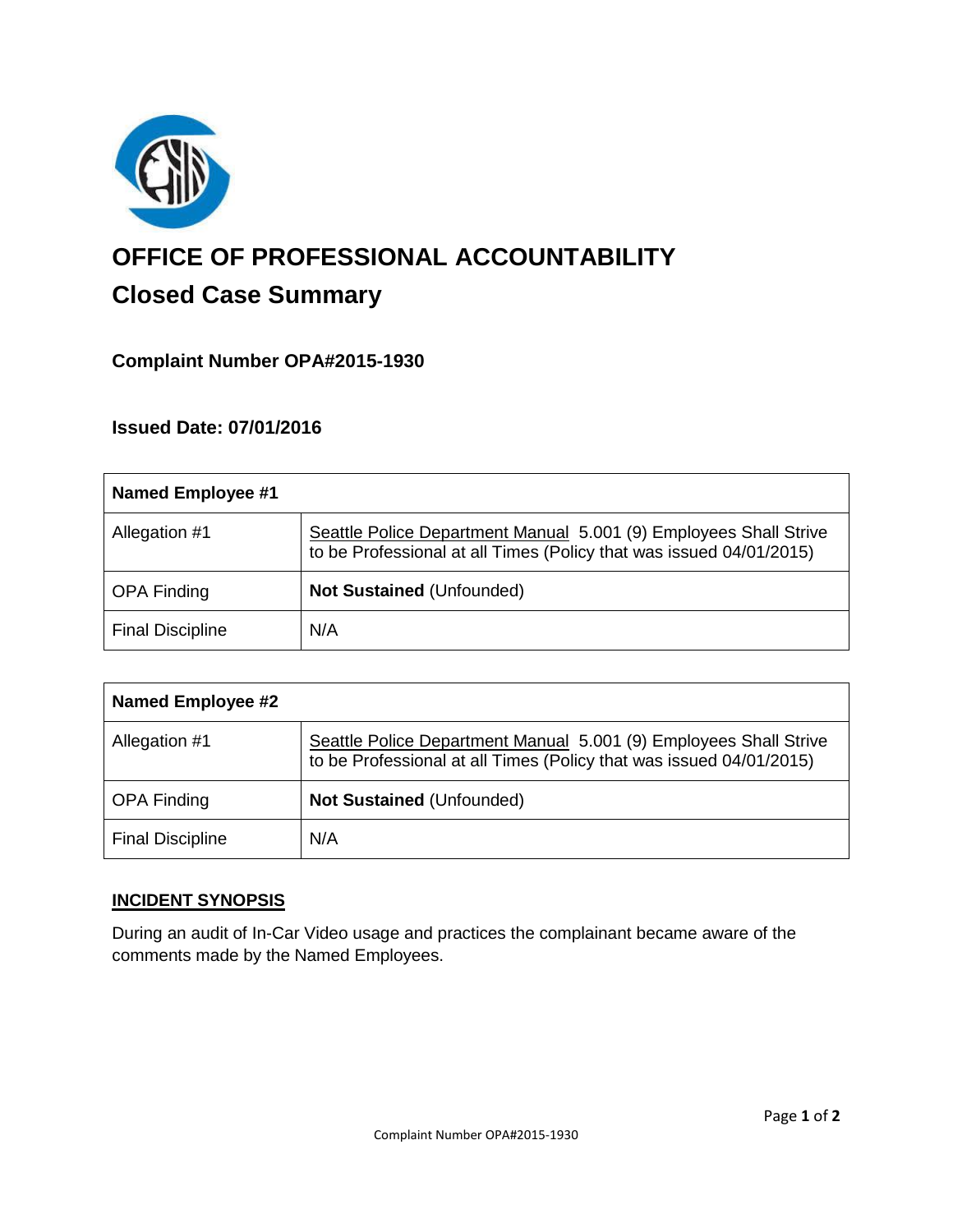# OFFICE OF PROFESSIONAL ACCOUNTABILITY

## Closed Case Summary

### Complaint Number OPA#2015-1930

### Issued Date: 07/01/2016

| Named Employee #1 | |
|---|---|
| Allegation #1 | Seattle Police Department Manual 5.001 (9) Employees Shall Strive to be Professional at all Times (Policy that was issued 04/01/2015) |
| OPA Finding | **Not Sustained** (Unfounded) |
| Final Discipline | N/A |

| Named Employee #2 | |
|---|---|
| Allegation #1 | Seattle Police Department Manual 5.001 (9) Employees Shall Strive to be Professional at all Times (Policy that was issued 04/01/2015) |
| OPA Finding | **Not Sustained** (Unfounded) |
| Final Discipline | N/A |

**INCIDENT SYNOPSIS**

During an audit of In-Car Video usage and practices the complainant became aware of the comments made by the Named Employees.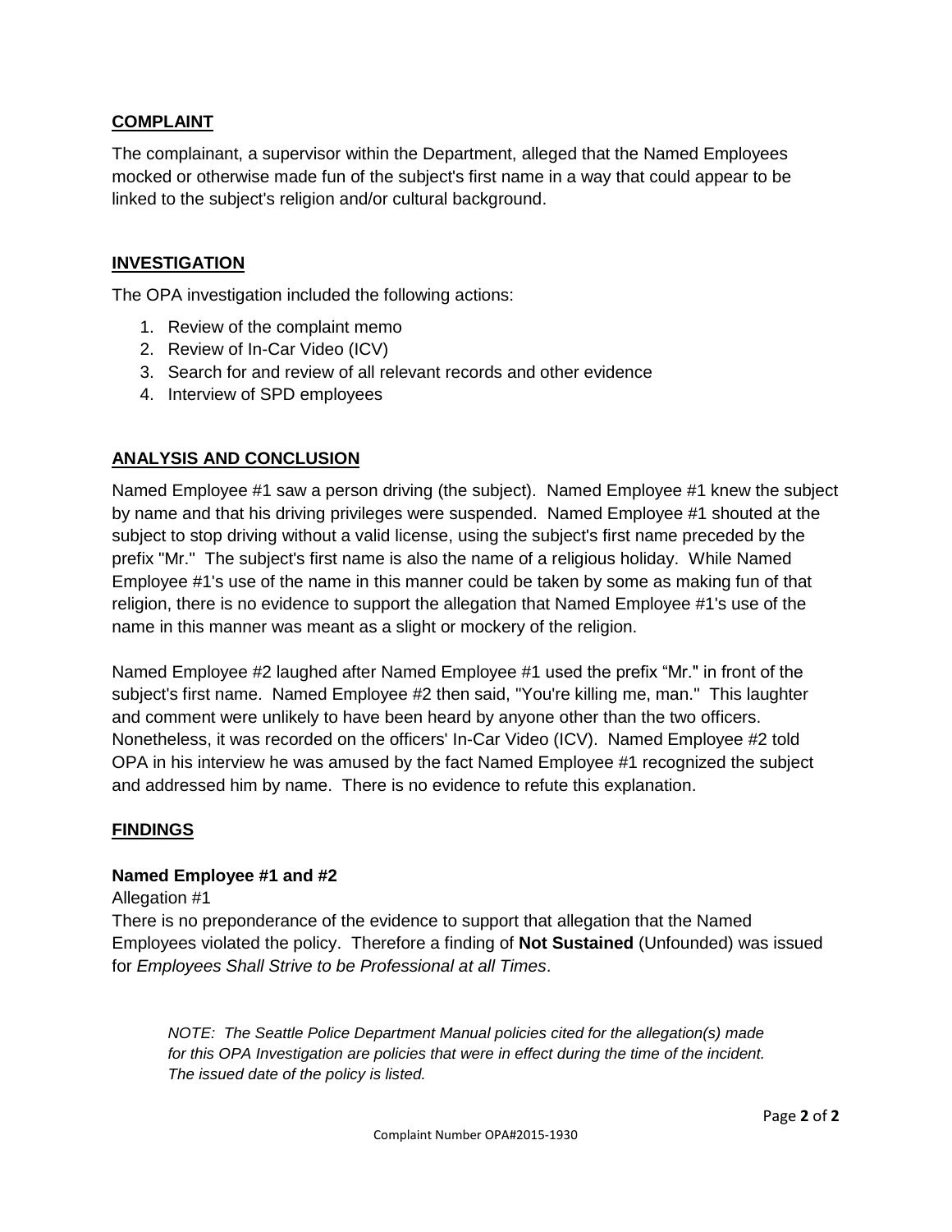## COMPLAINT

The complainant, a supervisor within the Department, alleged that the Named Employees mocked or otherwise made fun of the subject's first name in a way that could appear to be linked to the subject's religion and/or cultural background.

## INVESTIGATION

The OPA investigation included the following actions:

1. Review of the complaint memo
2. Review of In-Car Video (ICV)
3. Search for and review of all relevant records and other evidence
4. Interview of SPD employees

## ANALYSIS AND CONCLUSION

Named Employee #1 saw a person driving (the subject). Named Employee #1 knew the subject by name and that his driving privileges were suspended. Named Employee #1 shouted at the subject to stop driving without a valid license, using the subject's first name preceded by the prefix "Mr." The subject's first name is also the name of a religious holiday. While Named Employee #1's use of the name in this manner could be taken by some as making fun of that religion, there is no evidence to support the allegation that Named Employee #1's use of the name in this manner was meant as a slight or mockery of the religion.

Named Employee #2 laughed after Named Employee #1 used the prefix "Mr." in front of the subject's first name. Named Employee #2 then said, "You're killing me, man." This laughter and comment were unlikely to have been heard by anyone other than the two officers. Nonetheless, it was recorded on the officers' In-Car Video (ICV). Named Employee #2 told OPA in his interview he was amused by the fact Named Employee #1 recognized the subject and addressed him by name. There is no evidence to refute this explanation.

## FINDINGS

**Named Employee #1 and #2**

Allegation #1

There is no preponderance of the evidence to support that allegation that the Named Employees violated the policy. Therefore a finding of **Not Sustained** (Unfounded) was issued for *Employees Shall Strive to be Professional at all Times*.

*NOTE: The Seattle Police Department Manual policies cited for the allegation(s) made for this OPA Investigation are policies that were in effect during the time of the incident. The issued date of the policy is listed.*

Complaint Number OPA#2015-1930